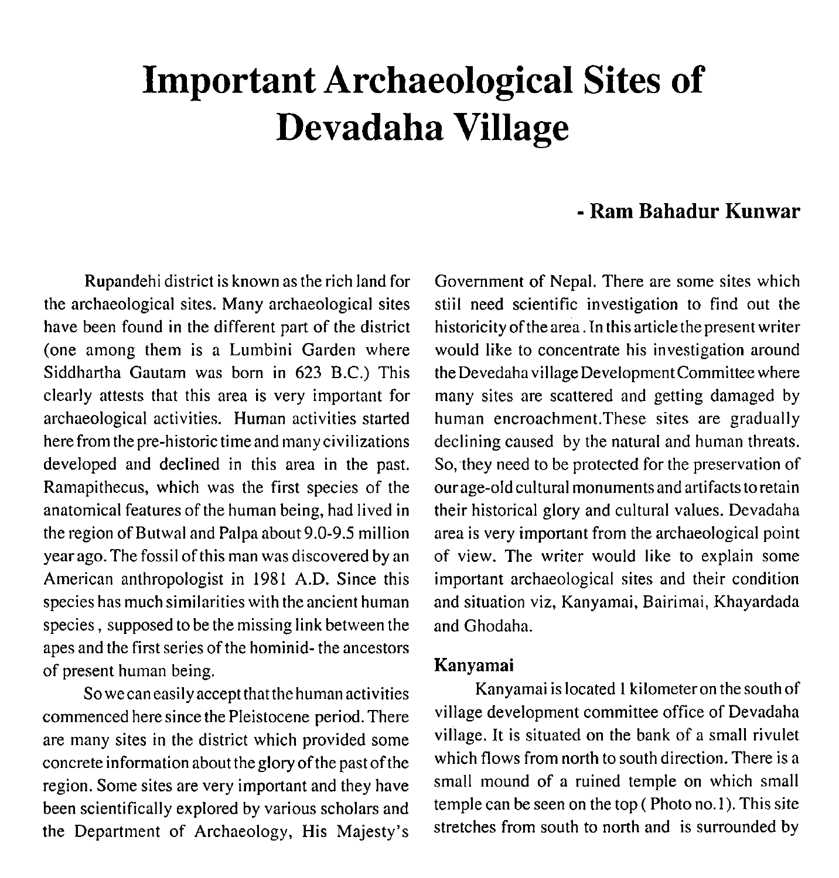# Important Archaeological Sites of Devadaha Village

**- Ram Bahadur Kunwar**

Rupandehi district is known as the rich land for the archaeological sites. Many archaeological sites have been found in the different part of the district (one among them is a Lumbini Garden where Siddhartha Gautam was born in 623 B.C.) This clearly attests that this area is very important for archaeological activities. Human activities started here from the pre-historic time and many civilizations developed and declined in this area in the past. Ramapithecus, which was the first species of the anatomical features of the human being, had lived in the region of Butwal and Palpa about 9.0-9.5 million year ago. The fossil of this man was discovered by an American anthropologist in 1981 A.D. Since this species has much similarities with the ancient human species, supposed to be the missing link between the apes and the first series of the hominid- the ancestors of present human being.

So we can easily accept that the human activities commenced here since the Pleistocene period. There are many sites in the district which provided some concrete information about the glory of the past of the region. Some sites are very important and they have been scientifically explored by various scholars and the Department of Archaeology, His Majesty's Government of Nepal. There are some sites which still need scientific investigation to find out the historicity of the area. In this article the present writer would like to concentrate his investigation around the Devedaha village Development Committee where many sites are scattered and getting damaged by human encroachment.These sites are gradually declining caused by the natural and human threats. So, they need to be protected for the preservation of our age-old cultural monuments and artifacts to retain their historical glory and cultural values. Devadaha area is very important from the archaeological point of view. The writer would like to explain some important archaeological sites and their condition and situation viz, Kanyamai, Bairimai, Khayardada and Ghodaha.

### Kanyamai

Kanyamai is located 1 kilometer on the south of village development committee office of Devadaha village. It is situated on the bank of a small rivulet which flows from north to south direction. There is a small mound of a ruined temple on which small temple can be seen on the top ( Photo no.1). This site stretches from south to north and is surrounded by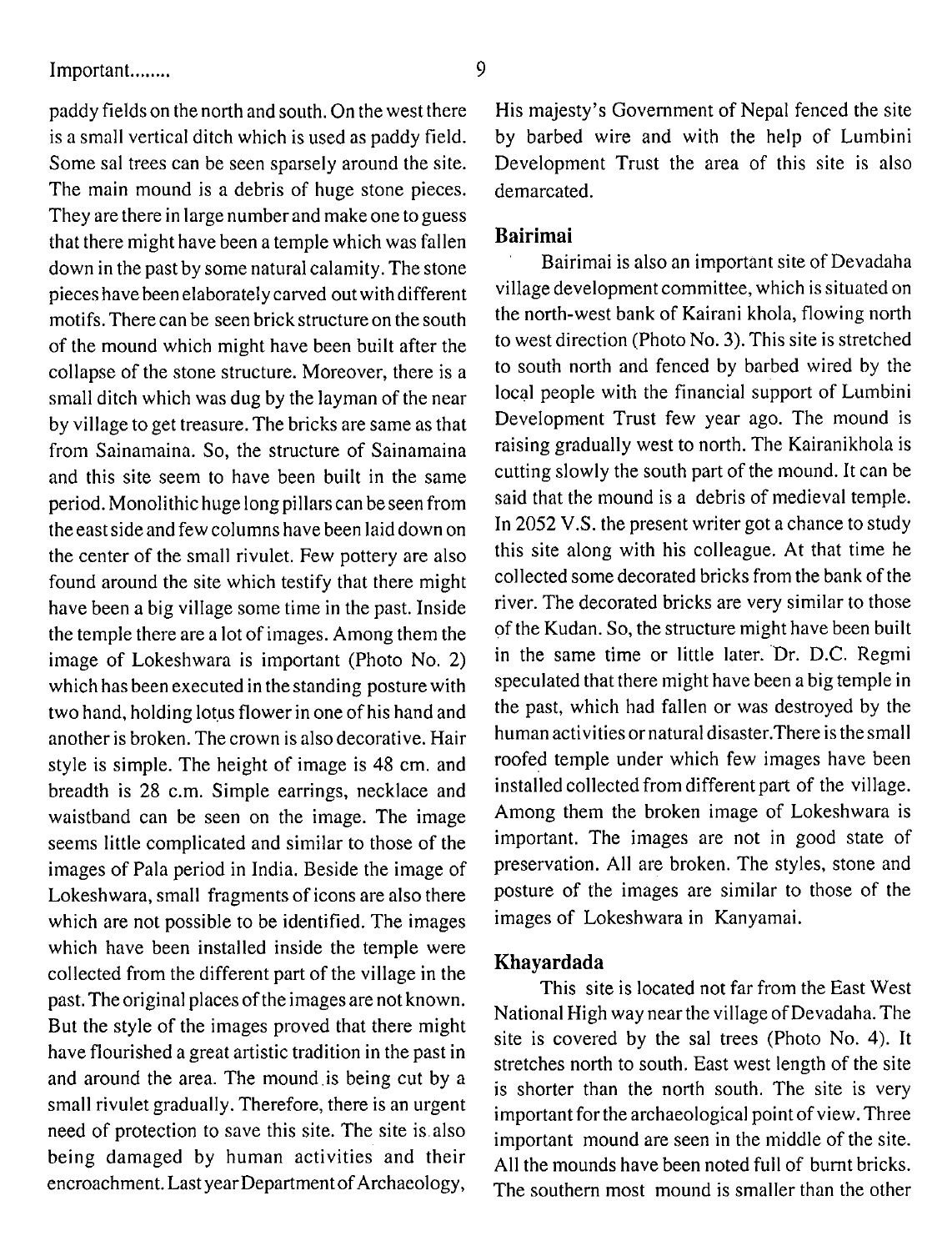paddy fields on the north and south. On the west there is a small vertical ditch which is used as paddy field. Some sal trees can be seen sparsely around the site. The main mound is a debris of huge stone pieces. They are there in large number and make one to guess that there might have been a temple which was fallen down in the past by some natural calamity. The stone pieces have been elaborately carved out with different motifs. There can be seen brick structure on the south of the mound which might have been built after the collapse of the stone structure. Moreover, there is a small ditch which was dug by the layman of the near by village to get treasure. The bricks are same as that from Sainamaina. So, the structure of Sainamaina and this site seem to have been built in the same period. Monolithic huge long pillars can be seen from the east side and few columns have been laid down on the center of the small rivulet. Few pottery are also found around the site which testify that there might have been a big village some time in the past. Inside the temple there are a lot of images. Among them the image of Lokeshwara is important (Photo No. 2) which has been executed in the standing posture with two hand, holding lotus flower in one of his hand and another is broken. The crown is also decorative. Hair style is simple. The height of image is 48 cm. and breadth is 28 c.m. Simple earrings, necklace and waistband can be seen on the image. The image seems little complicated and similar to those of the images of Pala period in India. Beside the image of Lokeshwara, small fragments of icons are also there which are not possible to be identified. The images which have been installed inside the temple were collected from the different part of the village in the past. The original places of the images are not known. But the style of the images proved that there might have flourished a great artistic tradition in the past in and around the area. The mound is being cut by a small rivulet gradually. Therefore, there is an urgent need of protection to save this site. The site is also being damaged by human activities and their encroachment. Last year Department of Archaeology, His majesty's Government of Nepal fenced the site by barbed wire and with the help of Lumbini Development Trust the area of this site is also demarcated.

### Bairimai

Bairimai is also an important site of Devadaha village development committee, which is situated on the north-west bank of Kairani khola, flowing north to west direction (Photo No. 3). This site is stretched to south north and fenced by barbed wired by the local people with the financial support of Lumbini Development Trust few year ago. The mound is raising gradually west to north. The Kairanikhola is cutting slowly the south part of the mound. It can be said that the mound is a debris of medieval temple. In 2052 V.S. the present writer got a chance to study this site along with his colleague. At that time he collected some decorated bricks from the bank of the river. The decorated bricks are very similar to those of the Kudan. So, the structure might have been built in the same time or little later. Dr. D.C. Regmi speculated that there might have been a big temple in the past, which had fallen or was destroyed by the human activities or natural disaster. There is the small roofed temple under which few images have been installed collected from different part of the village. Among them the broken image of Lokeshwara is important. The images are not in good state of preservation. All are broken. The styles, stone and posture of the images are similar to those of the images of Lokeshwara in Kanyamai.

### Khayardada

This site is located not far from the East West National High way near the village of Devadaha. The site is covered by the sal trees (Photo No. 4). It stretches north to south. East west length of the site is shorter than the north south. The site is very important for the archaeological point of view. Three important mound are seen in the middle of the site. All the mounds have been noted full of burnt bricks. The southern most mound is smaller than the other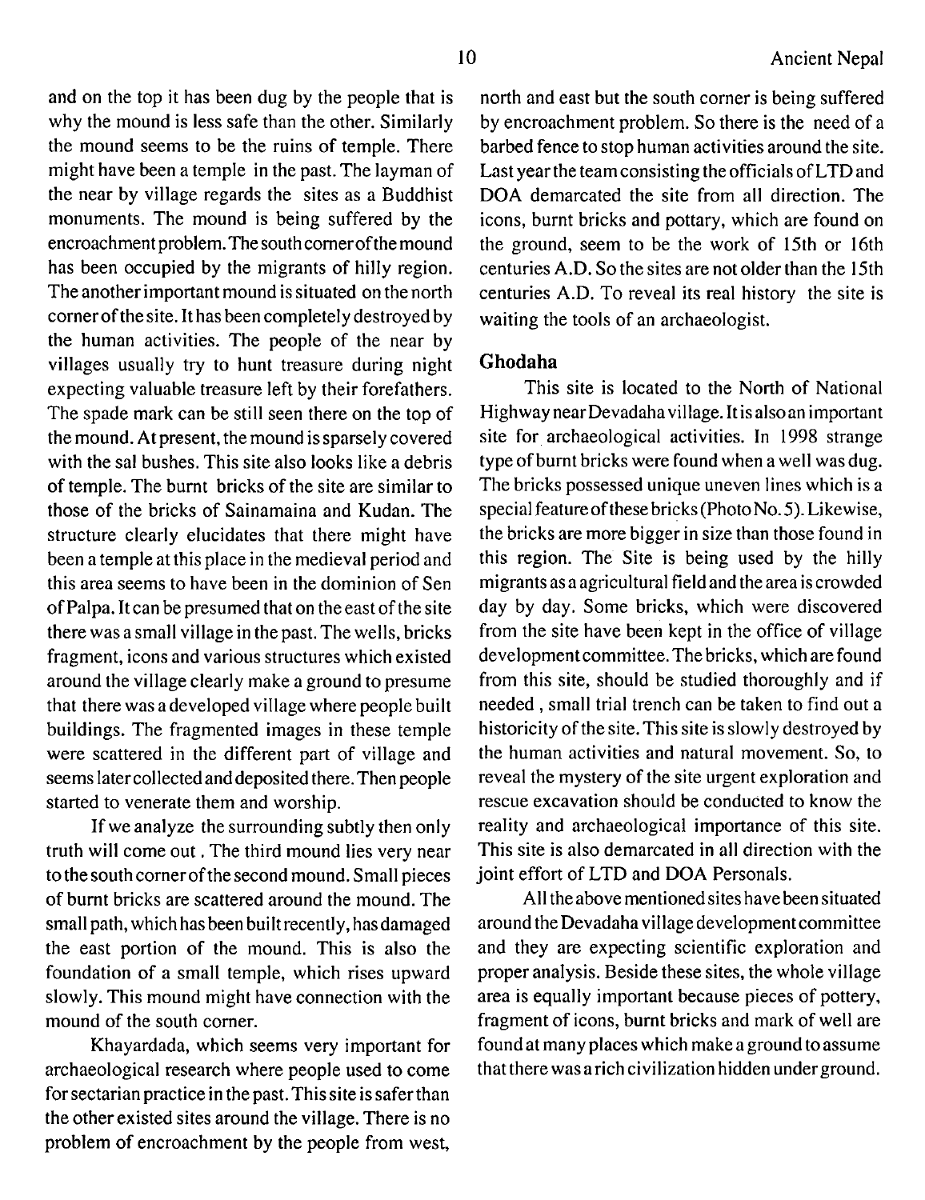and on the top it has been dug by the people that is why the mound is less safe than the other. Similarly the mound seems to be the ruins of temple. There might have been a temple in the past. The layman of the near by village regards the sites as a Buddhist monuments. The mound is being suffered by the encroachment problem. The south corner of the mound has been occupied by the migrants of hilly region. The another important mound is situated on the north corner of the site. It has been completely destroyed by the human activities. The people of the near by villages usually try to hunt treasure during night expecting valuable treasure left by their forefathers. The spade mark can be still seen there on the top of the mound. At present, the mound is sparsely covered with the sal bushes. This site also looks like a debris of temple. The burnt bricks of the site are similar to those of the bricks of Sainamaina and Kudan. The structure clearly elucidates that there might have been a temple at this place in the medieval period and this area seems to have been in the dominion of Sen of Palpa. It can be presumed that on the east of the site there was a small village in the past. The wells, bricks fragment, icons and various structures which existed around the village clearly make a ground to presume that there was a developed village where people built buildings. The fragmented images in these temple were scattered in the different part of village and seems later collected and deposited there. Then people started to venerate them and worship.

If we analyze the surrounding subtly then only truth will come out. The third mound lies very near to the south corner of the second mound. Small pieces of burnt bricks are scattered around the mound. The small path, which has been built recently, has damaged the east portion of the mound. This is also the foundation of a small temple, which rises upward slowly. This mound might have connection with the mound of the south corner.

Khayardada, which seems very important for archaeological research where people used to come for sectarian practice in the past. This site is safer than the other existed sites around the village. There is no problem of encroachment by the people from west, north and east but the south corner is being suffered by encroachment problem. So there is the need of a barbed fence to stop human activities around the site. Last year the team consisting the officials of LTD and DOA demarcated the site from all direction. The icons, burnt bricks and pottary, which are found on the ground, seem to be the work of 15th or 16th centuries A.D. So the sites are not older than the 15th centuries A.D. To reveal its real history the site is waiting the tools of an archaeologist.

### Ghodaha

This site is located to the North of National Highway near Devadaha village. It is also an important site for archaeological activities. In 1998 strange type of burnt bricks were found when a well was dug. The bricks possessed unique uneven lines which is a special feature of these bricks (Photo No. 5). Likewise, the bricks are more bigger in size than those found in this region. The Site is being used by the hilly migrants as a agricultural field and the area is crowded day by day. Some bricks, which were discovered from the site have been kept in the office of village development committee. The bricks, which are found from this site, should be studied thoroughly and if needed, small trial trench can be taken to find out a historicity of the site. This site is slowly destroyed by the human activities and natural movement. So, to reveal the mystery of the site urgent exploration and rescue excavation should be conducted to know the reality and archaeological importance of this site. This site is also demarcated in all direction with the joint effort of LTD and DOA Personals.

All the above mentioned sites have been situated around the Devadaha village development committee and they are expecting scientific exploration and proper analysis. Beside these sites, the whole village area is equally important because pieces of pottery, fragment of icons, burnt bricks and mark of well are found at many places which make a ground to assume that there was a rich civilization hidden under ground.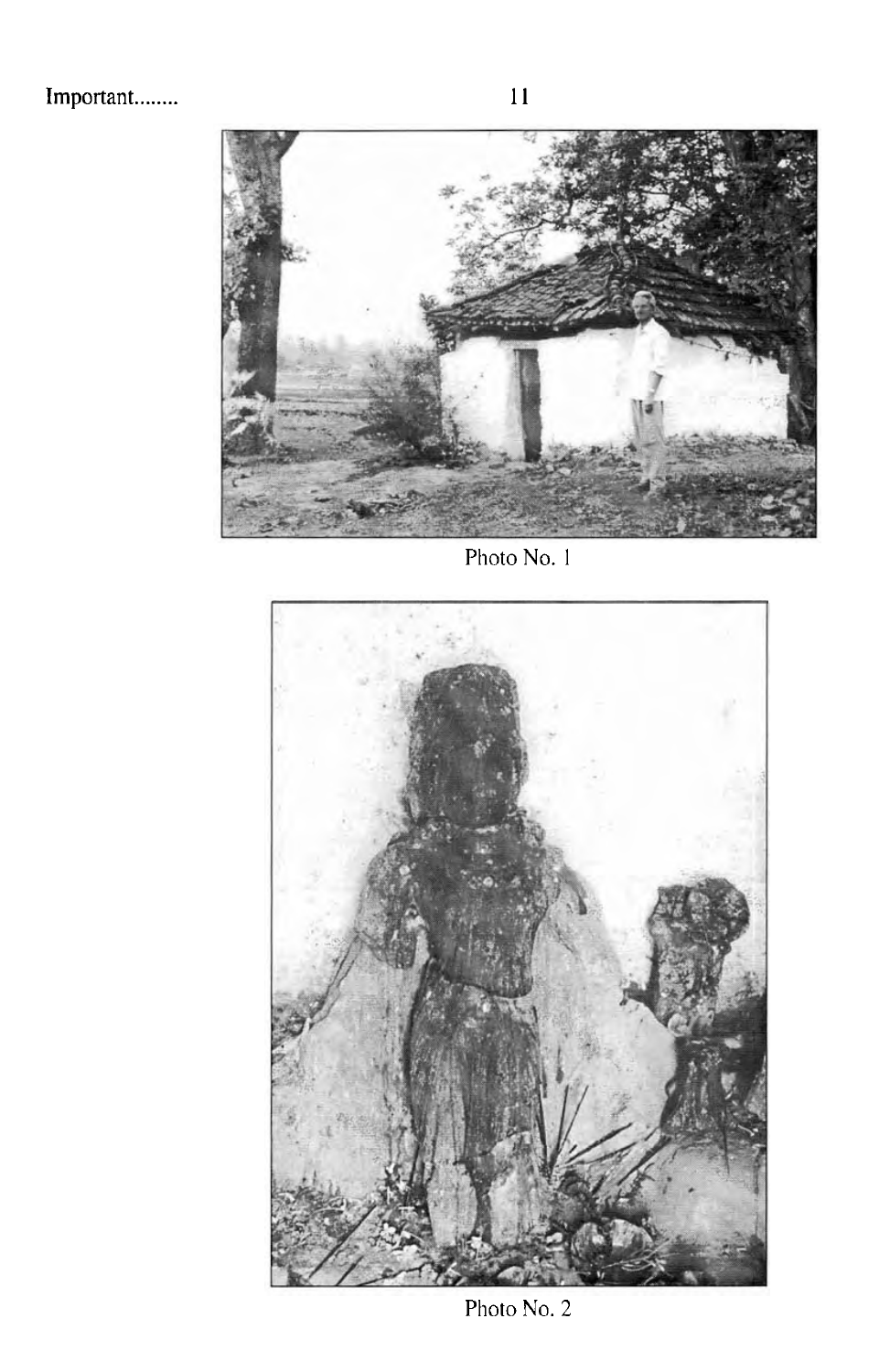Photo No. 1

Photo No. 2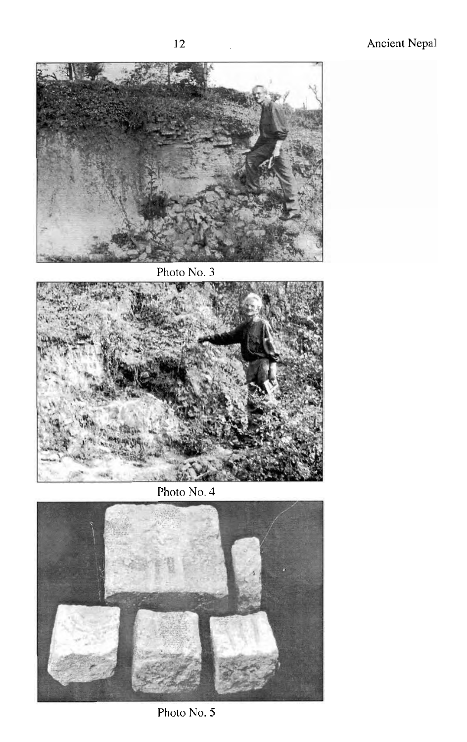Photo No. 3

Photo No. 4

Photo No. 5